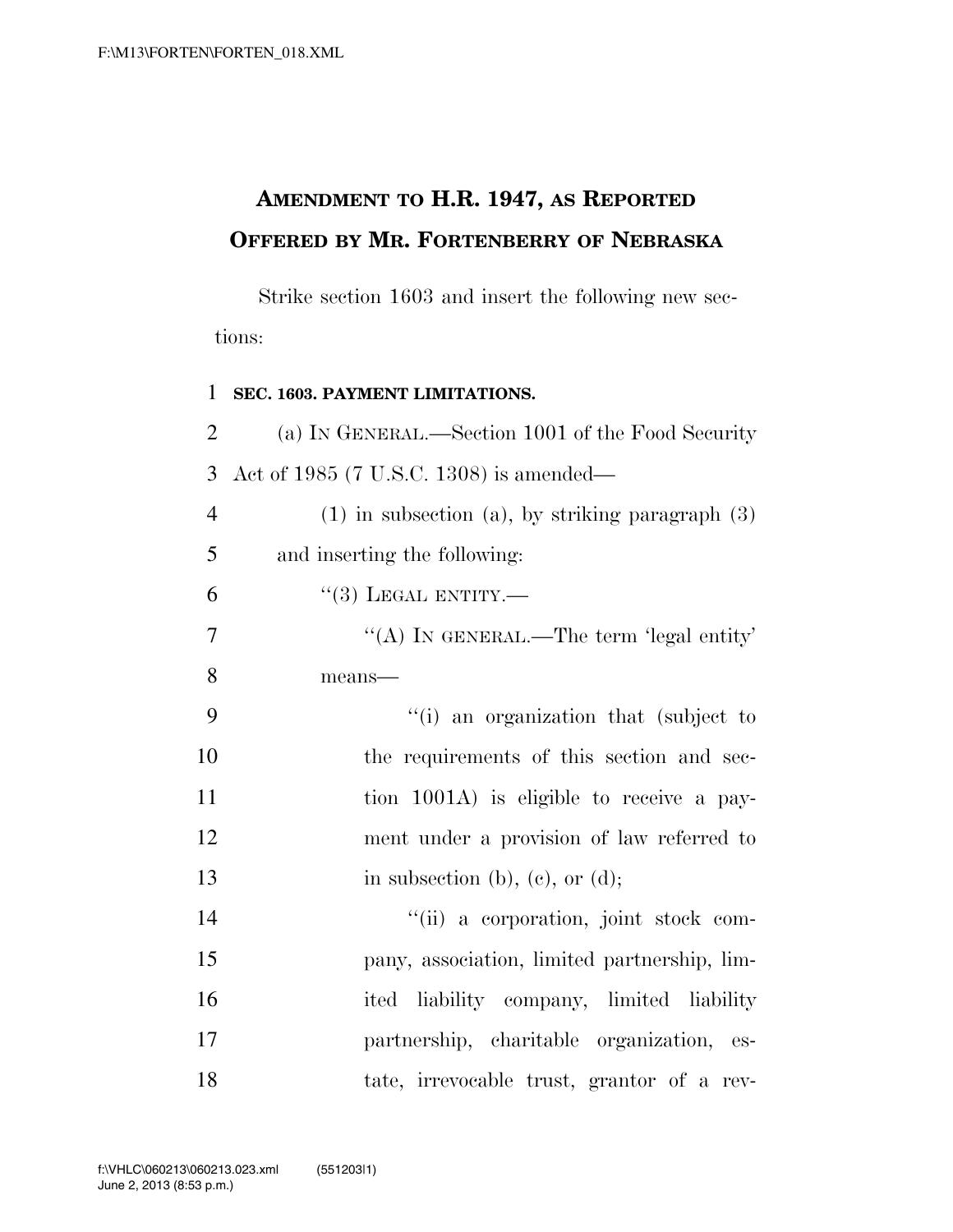# AMENDMENT TO H.R. 1947, AS REPORTED OFFERED BY MR. FORTENBERRY OF NEBRASKA

Strike section 1603 and insert the following new sections:

**SEC. 1603. PAYMENT LIMITATIONS.**

(a) IN GENERAL.—Section 1001 of the Food Security Act of 1985 (7 U.S.C. 1308) is amended—

(1) in subsection (a), by striking paragraph (3) and inserting the following:

"(3) LEGAL ENTITY.—

"(A) IN GENERAL.—The term 'legal entity' means—

"(i) an organization that (subject to the requirements of this section and section 1001A) is eligible to receive a payment under a provision of law referred to in subsection (b), (c), or (d);

"(ii) a corporation, joint stock company, association, limited partnership, limited liability company, limited liability partnership, charitable organization, estate, irrevocable trust, grantor of a rev-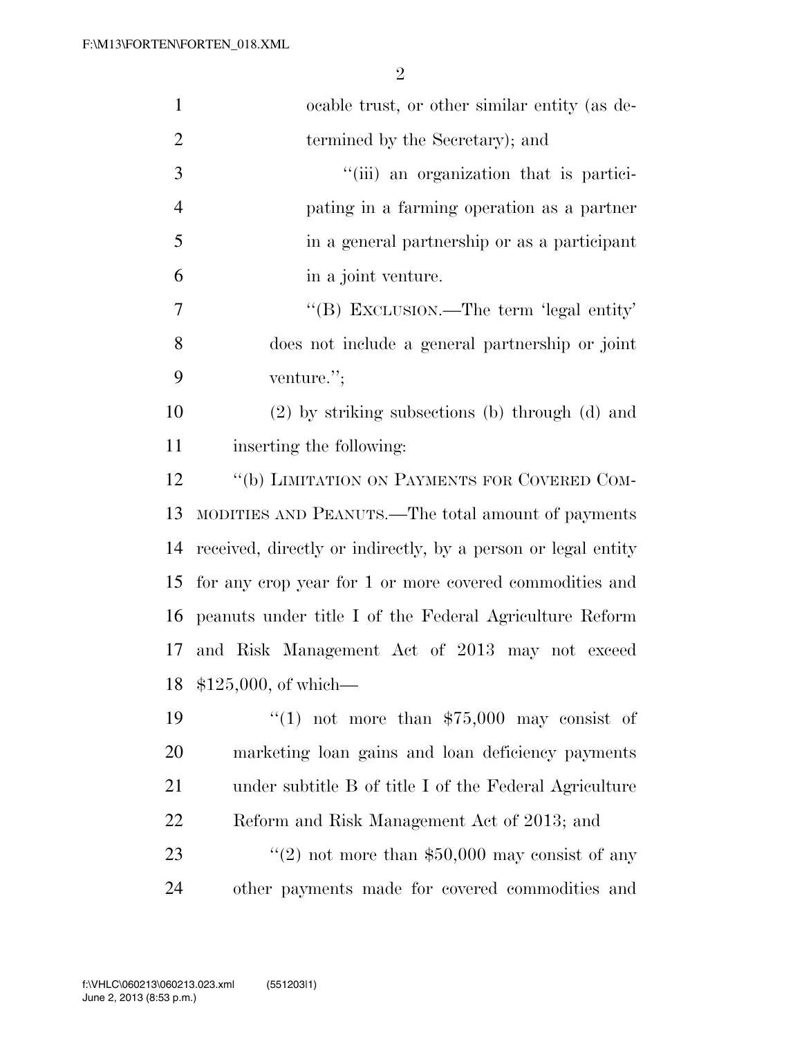ocable trust, or other similar entity (as determined by the Secretary); and

"(iii) an organization that is participating in a farming operation as a partner in a general partnership or as a participant in a joint venture.

"(B) EXCLUSION.—The term 'legal entity' does not include a general partnership or joint venture.";

(2) by striking subsections (b) through (d) and inserting the following:

"(b) LIMITATION ON PAYMENTS FOR COVERED COMMODITIES AND PEANUTS.—The total amount of payments received, directly or indirectly, by a person or legal entity for any crop year for 1 or more covered commodities and peanuts under title I of the Federal Agriculture Reform and Risk Management Act of 2013 may not exceed $125,000, of which—

"(1) not more than $75,000 may consist of marketing loan gains and loan deficiency payments under subtitle B of title I of the Federal Agriculture Reform and Risk Management Act of 2013; and

"(2) not more than $50,000 may consist of any other payments made for covered commodities and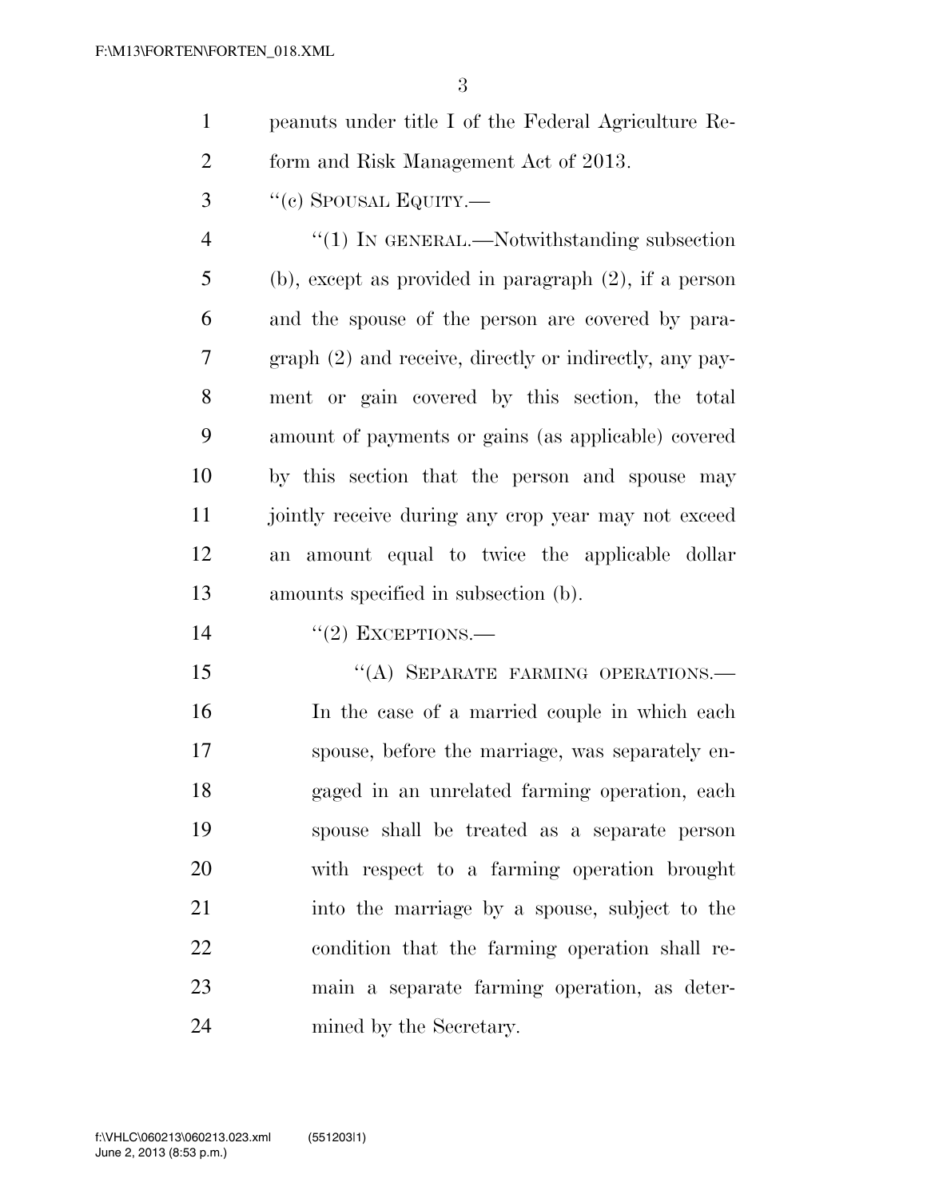peanuts under title I of the Federal Agriculture Reform and Risk Management Act of 2013.

"(c) SPOUSAL EQUITY.—

"(1) IN GENERAL.—Notwithstanding subsection (b), except as provided in paragraph (2), if a person and the spouse of the person are covered by paragraph (2) and receive, directly or indirectly, any payment or gain covered by this section, the total amount of payments or gains (as applicable) covered by this section that the person and spouse may jointly receive during any crop year may not exceed an amount equal to twice the applicable dollar amounts specified in subsection (b).

"(2) EXCEPTIONS.—

"(A) SEPARATE FARMING OPERATIONS.—In the case of a married couple in which each spouse, before the marriage, was separately engaged in an unrelated farming operation, each spouse shall be treated as a separate person with respect to a farming operation brought into the marriage by a spouse, subject to the condition that the farming operation shall remain a separate farming operation, as determined by the Secretary.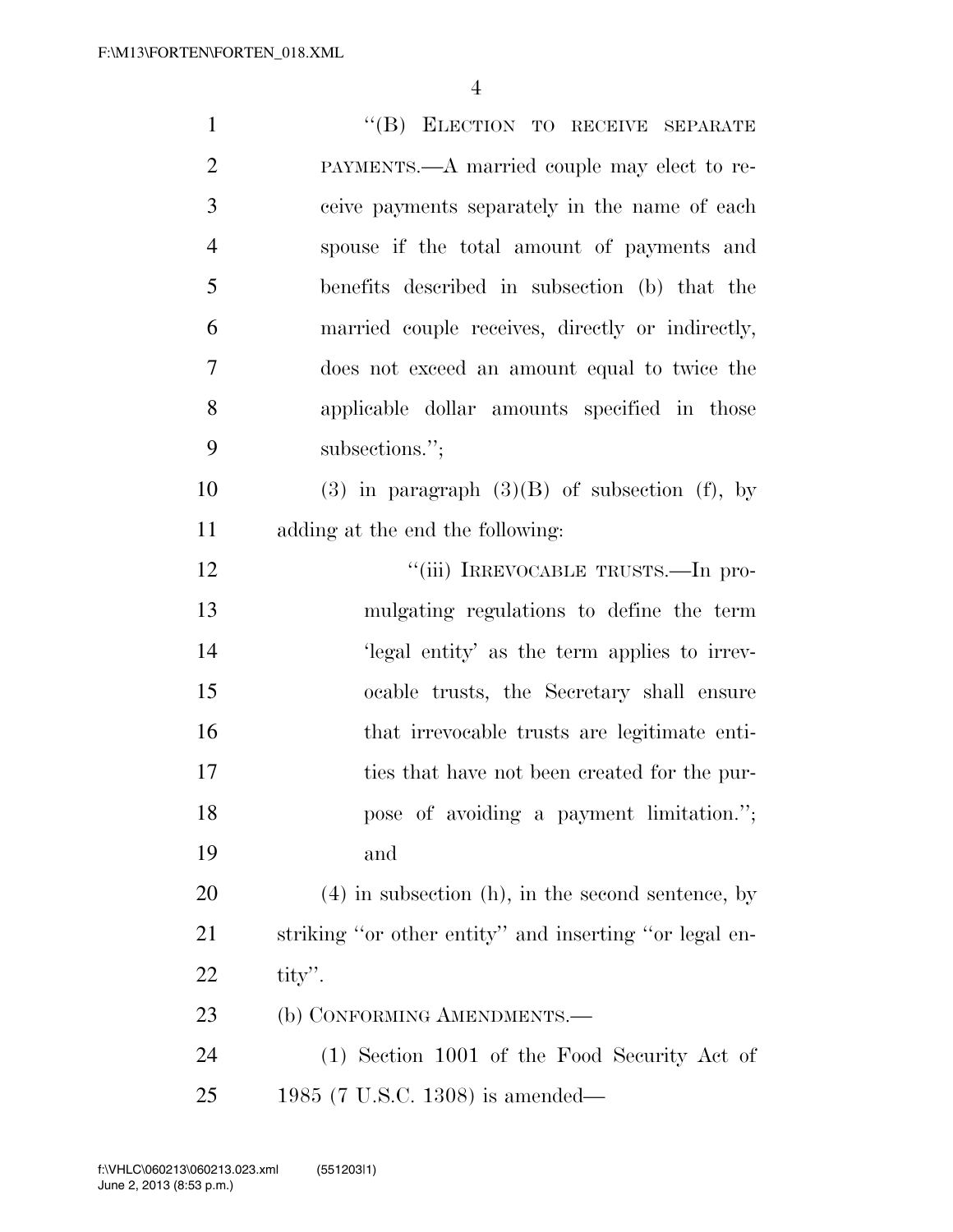"(B) ELECTION TO RECEIVE SEPARATE PAYMENTS.—A married couple may elect to receive payments separately in the name of each spouse if the total amount of payments and benefits described in subsection (b) that the married couple receives, directly or indirectly, does not exceed an amount equal to twice the applicable dollar amounts specified in those subsections.";

(3) in paragraph (3)(B) of subsection (f), by adding at the end the following:

"(iii) IRREVOCABLE TRUSTS.—In promulgating regulations to define the term 'legal entity' as the term applies to irrevocable trusts, the Secretary shall ensure that irrevocable trusts are legitimate entities that have not been created for the purpose of avoiding a payment limitation."; and

(4) in subsection (h), in the second sentence, by striking "or other entity" and inserting "or legal entity".

(b) CONFORMING AMENDMENTS.—

(1) Section 1001 of the Food Security Act of 1985 (7 U.S.C. 1308) is amended—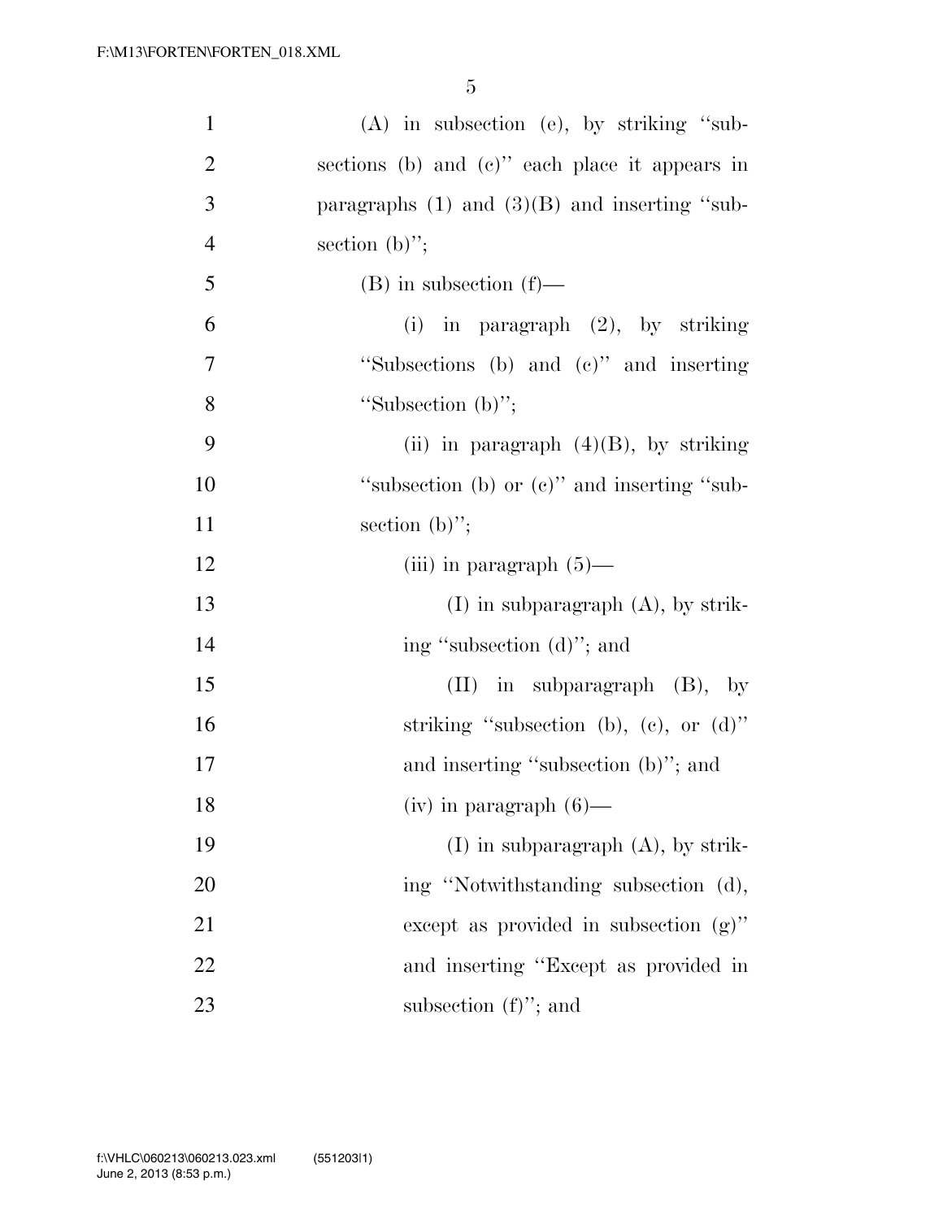(A) in subsection (e), by striking ''subsections (b) and (c)'' each place it appears in paragraphs (1) and (3)(B) and inserting ''subsection (b)'';

(B) in subsection (f)—

(i) in paragraph (2), by striking ''Subsections (b) and (c)'' and inserting ''Subsection (b)'';

(ii) in paragraph (4)(B), by striking ''subsection (b) or (c)'' and inserting ''subsection (b)'';

(iii) in paragraph (5)—

(I) in subparagraph (A), by striking ''subsection (d)''; and

(II) in subparagraph (B), by striking ''subsection (b), (c), or (d)'' and inserting ''subsection (b)''; and

(iv) in paragraph (6)—

(I) in subparagraph (A), by striking ''Notwithstanding subsection (d), except as provided in subsection (g)'' and inserting ''Except as provided in subsection (f)''; and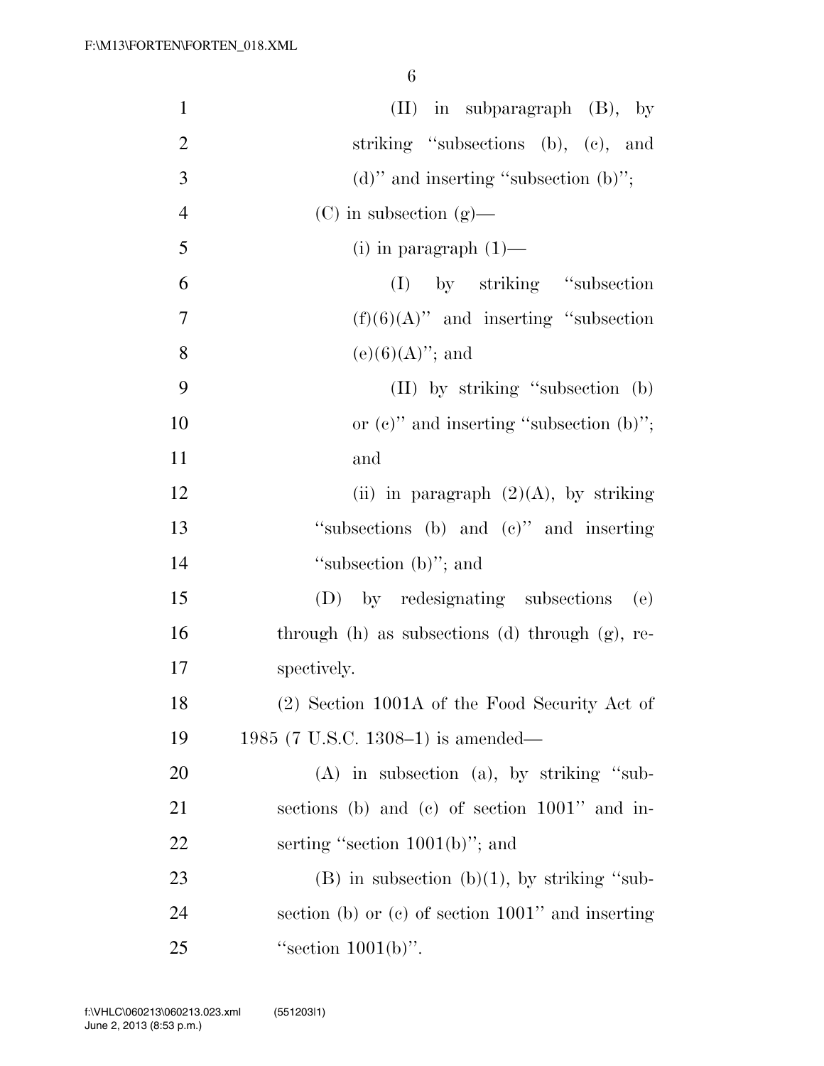(II) in subparagraph (B), by striking "subsections (b), (c), and (d)" and inserting "subsection (b)";

(C) in subsection (g)—

(i) in paragraph (1)—

(I) by striking "subsection (f)(6)(A)" and inserting "subsection (e)(6)(A)"; and

(II) by striking "subsection (b) or (c)" and inserting "subsection (b)"; and

(ii) in paragraph (2)(A), by striking "subsections (b) and (c)" and inserting "subsection (b)"; and

(D) by redesignating subsections (e) through (h) as subsections (d) through (g), respectively.

(2) Section 1001A of the Food Security Act of 1985 (7 U.S.C. 1308–1) is amended—

(A) in subsection (a), by striking "subsections (b) and (c) of section 1001" and inserting "section 1001(b)"; and

(B) in subsection (b)(1), by striking "subsection (b) or (c) of section 1001" and inserting "section 1001(b)".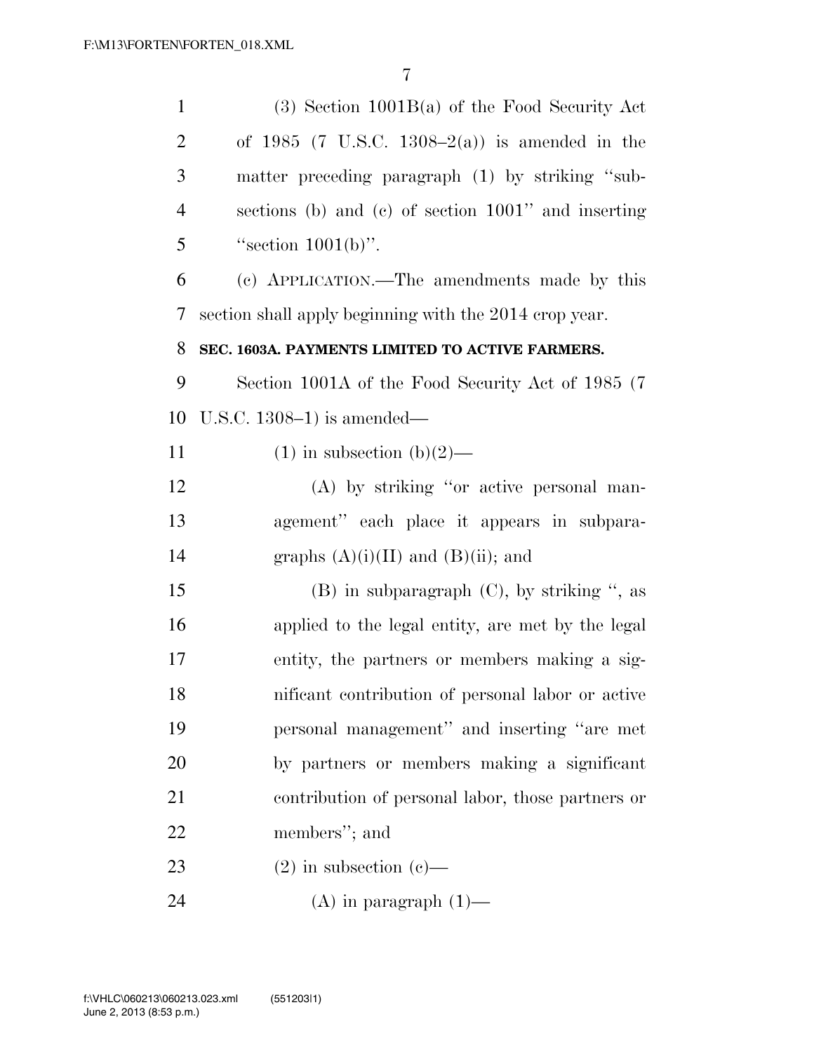(3) Section 1001B(a) of the Food Security Act of 1985 (7 U.S.C. 1308–2(a)) is amended in the matter preceding paragraph (1) by striking ''subsections (b) and (c) of section 1001'' and inserting ''section 1001(b)''.

(c) APPLICATION.—The amendments made by this section shall apply beginning with the 2014 crop year.

**SEC. 1603A. PAYMENTS LIMITED TO ACTIVE FARMERS.**

Section 1001A of the Food Security Act of 1985 (7 U.S.C. 1308–1) is amended—

(1) in subsection (b)(2)—

(A) by striking ''or active personal management'' each place it appears in subparagraphs (A)(i)(II) and (B)(ii); and

(B) in subparagraph (C), by striking '', as applied to the legal entity, are met by the legal entity, the partners or members making a significant contribution of personal labor or active personal management'' and inserting ''are met by partners or members making a significant contribution of personal labor, those partners or members''; and

(2) in subsection (c)—

(A) in paragraph (1)—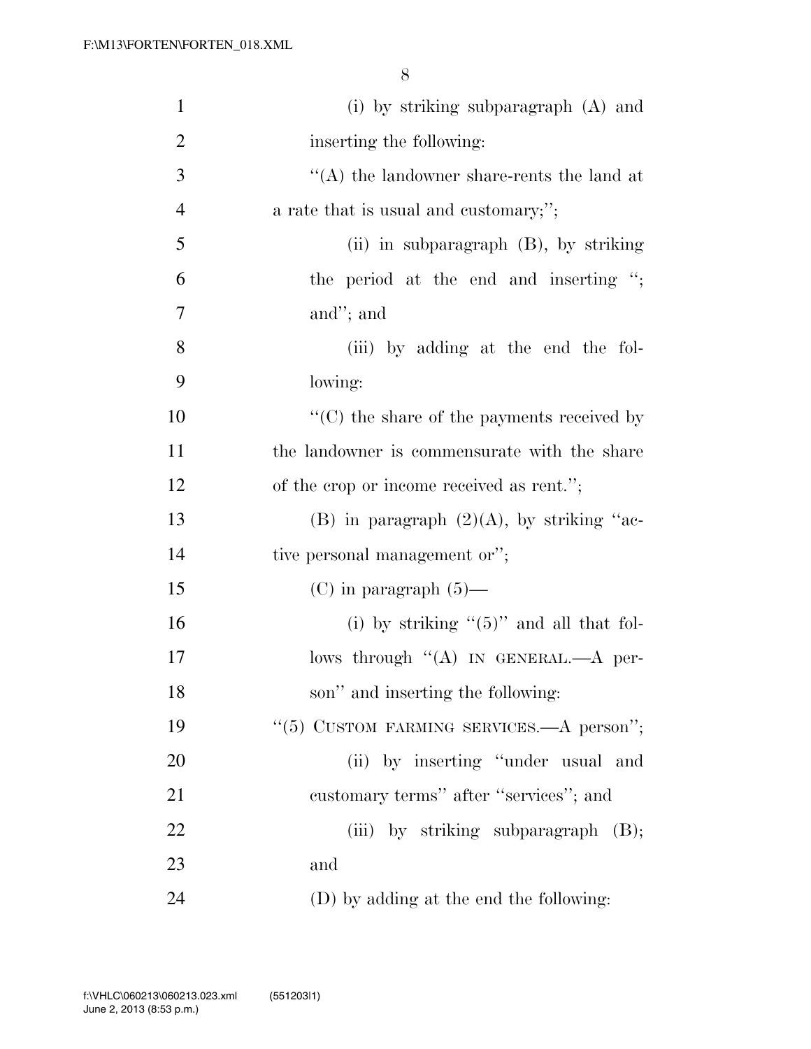(i) by striking subparagraph (A) and inserting the following:

"(A) the landowner share-rents the land at a rate that is usual and customary;";

(ii) in subparagraph (B), by striking the period at the end and inserting "; and"; and

(iii) by adding at the end the following:

"(C) the share of the payments received by the landowner is commensurate with the share of the crop or income received as rent.";

(B) in paragraph (2)(A), by striking "active personal management or";

(C) in paragraph (5)—

(i) by striking "(5)" and all that follows through "(A) IN GENERAL.—A person" and inserting the following:

"(5) CUSTOM FARMING SERVICES.—A person";

(ii) by inserting "under usual and customary terms" after "services"; and

(iii) by striking subparagraph (B); and

(D) by adding at the end the following: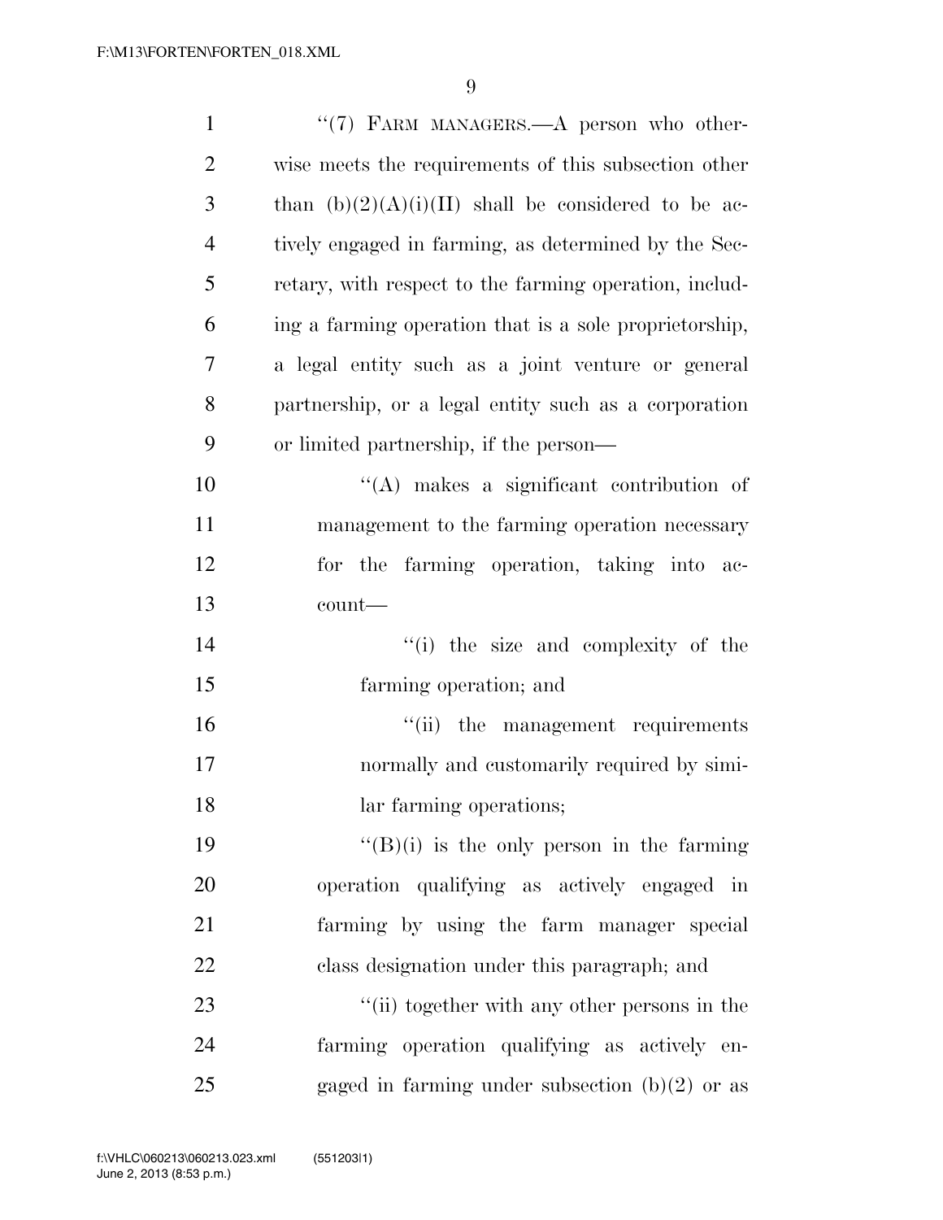"(7) FARM MANAGERS.—A person who otherwise meets the requirements of this subsection other than (b)(2)(A)(i)(II) shall be considered to be actively engaged in farming, as determined by the Secretary, with respect to the farming operation, including a farming operation that is a sole proprietorship, a legal entity such as a joint venture or general partnership, or a legal entity such as a corporation or limited partnership, if the person—

"(A) makes a significant contribution of management to the farming operation necessary for the farming operation, taking into account—

"(i) the size and complexity of the farming operation; and

"(ii) the management requirements normally and customarily required by similar farming operations;

"(B)(i) is the only person in the farming operation qualifying as actively engaged in farming by using the farm manager special class designation under this paragraph; and

"(ii) together with any other persons in the farming operation qualifying as actively engaged in farming under subsection (b)(2) or as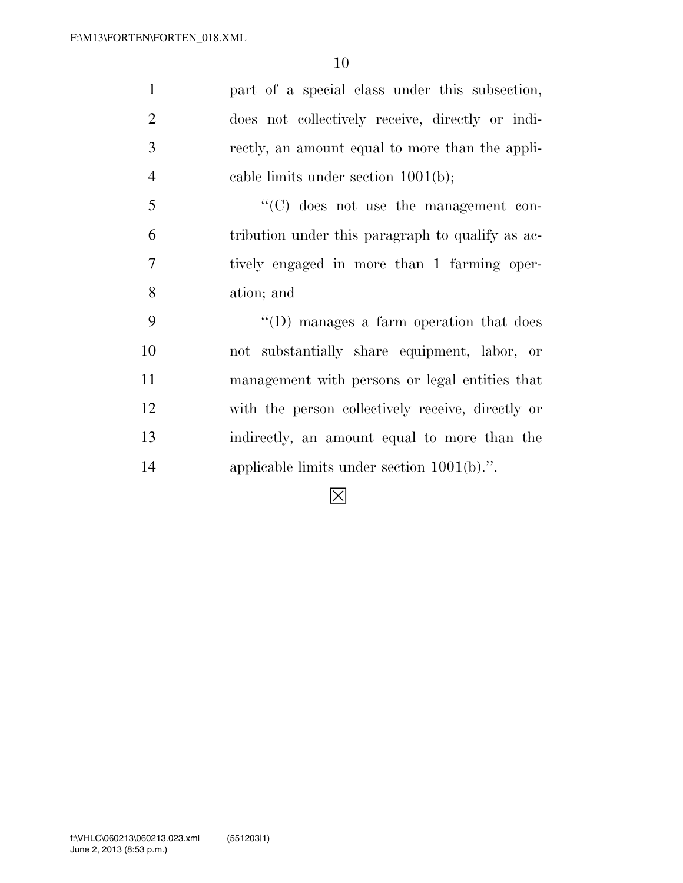part of a special class under this subsection, does not collectively receive, directly or indirectly, an amount equal to more than the applicable limits under section 1001(b);

''(C) does not use the management contribution under this paragraph to qualify as actively engaged in more than 1 farming operation; and

''(D) manages a farm operation that does not substantially share equipment, labor, or management with persons or legal entities that with the person collectively receive, directly or indirectly, an amount equal to more than the applicable limits under section 1001(b).''.